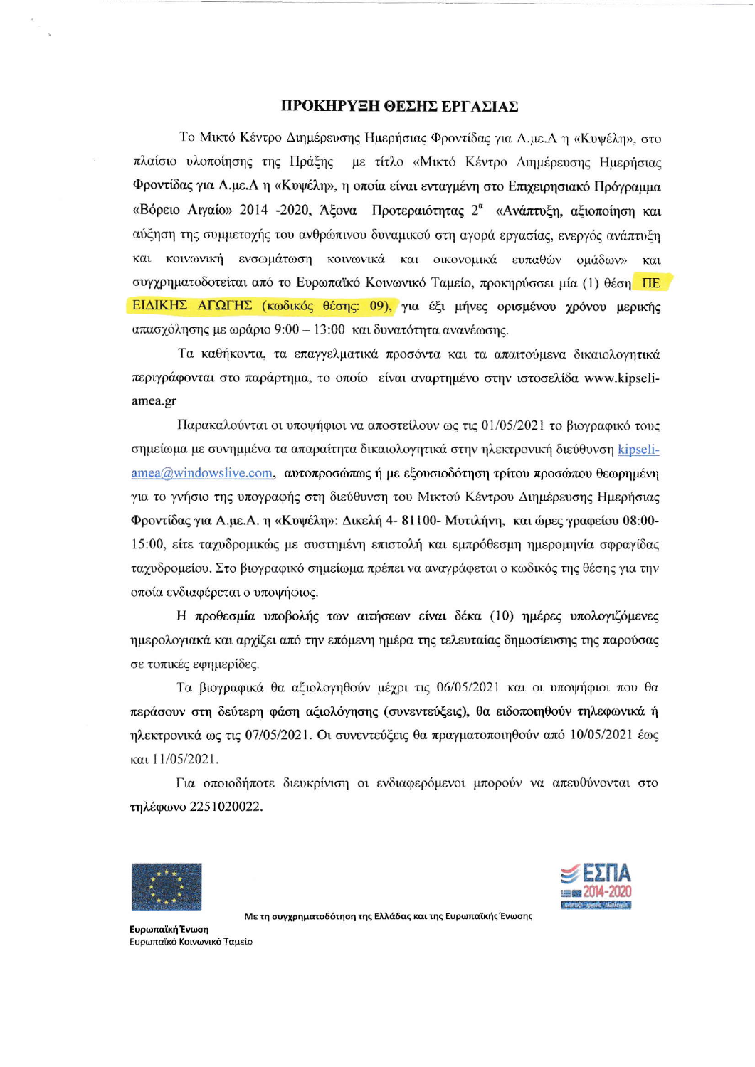## ΠΡΟΚΗΡΥΞΗ ΘΕΣΗΣ ΕΡΓΑΣΙΑΣ

Το Μικτό Κέντρο Διημέρευσης Ημερήσιας Φροντίδας για Α.με.Α η «Κυψέλη», στο πλαίσιο υλοποίησης της Πράξης με τίτλο **«Μικτό Κέντρο Διημέρευσης Ημερήσιας Φροντίδας για Α.με.Α η «Κυψέλη», η οποία είναι ενταγμένη στο Επιχειρησιακό Πρόγραμμα «Βόρειο Αιγαίο» 2014 -2020,** Άξονα **Προτεραιότητας 2^α^ «Ανάπτυξη, αξιοποίηση και αύξηση της συμμετοχής του ανθρώπινου δυναμικού στη αγορά εργασίας, ενεργός ανάπτυξη και κοινωνική ενσωμάτωση κοινωνικά και οικονομικά ευπαθών ομάδων» και συγχρηματοδοτείται από το Ευρωπαϊκό Κοινωνικό Ταμείο, προκηρύσσει μία (1) θέση ΠΕ ΕΙΔΙΚΗΣ ΑΓΩΓΗΣ (κωδικός θέσης: 09), για έξι μήνες ορισμένου χρόνου μερικής** απασχόλησης με ωράριο 9:00 – 13:00 και δυνατότητα ανανέωσης.

Τα καθήκοντα, τα επαγγελματικά προσόντα και τα απαιτούμενα δικαιολογητικά περιγράφονται στο παράρτημα, το οποίο είναι αναρτημένο στην ιστοσελίδα www.kipseli-amea.gr

Παρακαλούνται οι υποψήφιοι να αποστείλουν ως τις 01/05/2021 το βιογραφικό τους σημείωμα με συνημμένα τα απαραίτητα δικαιολογητικά στην ηλεκτρονική διεύθυνση kipseli-amea@windowslive.com, **αυτοπροσώπως ή με εξουσιοδότηση τρίτου προσώπου θεωρημένη** για το γνήσιο της υπογραφής στη διεύθυνση του Μικτού Κέντρου Διημέρευσης Ημερήσιας **Φροντίδας για Α.με.Α. η «Κυψέλη»: Δικελή 4- 81100- Μυτιλήνη, και ώρες γραφείου 08:00-**15:00, είτε ταχυδρομικώς με συστημένη επιστολή και εμπρόθεσμη ημερομηνία σφραγίδας ταχυδρομείου. Στο βιογραφικό σημείωμα πρέπει να αναγράφεται ο κωδικός της θέσης για την οποία ενδιαφέρεται ο υποψήφιος.

**Η προθεσμία υποβολής των αιτήσεων είναι δέκα (10) ημέρες υπολογιζόμενες ημερολογιακά και αρχίζει από την επόμενη ημέρα της τελευταίας δημοσίευσης της παρούσας** σε τοπικές εφημερίδες.

Τα βιογραφικά θα αξιολογηθούν μέχρι τις 06/05/2021 και οι υποψήφιοι που θα περάσουν στη δεύτερη φάση αξιολόγησης (συνεντεύξεις), θα ειδοποιηθούν τηλεφωνικά ή ηλεκτρονικά ως τις 07/05/2021. Οι συνεντεύξεις θα πραγματοποιηθούν από 10/05/2021 έως και 11/05/2021.

Για οποιοδήποτε διευκρίνιση οι ενδιαφερόμενοι μπορούν να απευθύνονται στο **τηλέφωνο 2251020022.**

**Ευρωπαϊκή Ένωση**
Ευρωπαϊκό Κοινωνικό Ταμείο

**Με τη συγχρηματοδότηση της Ελλάδας και της Ευρωπαϊκής Ένωσης**

ΕΣΠΑ 2014-2020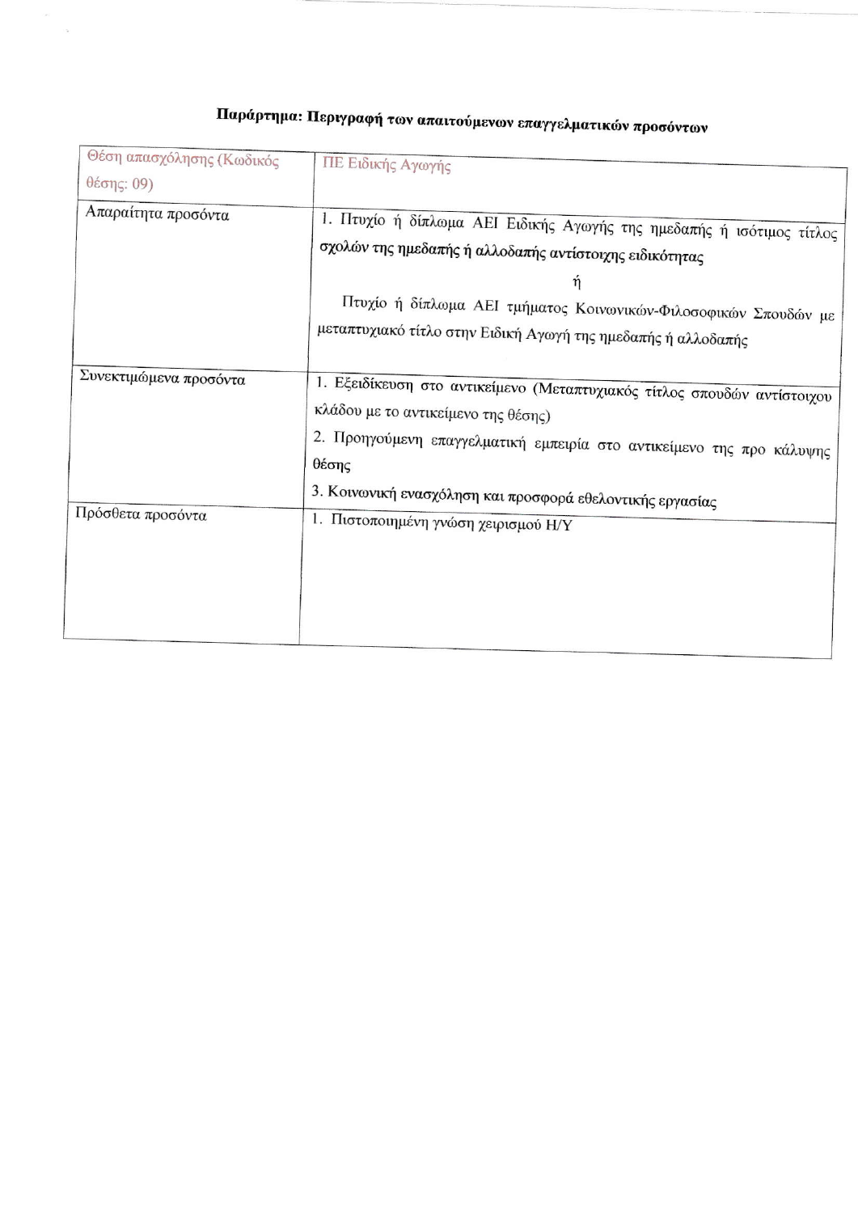**Παράρτημα: Περιγραφή των απαιτούμενων επαγγελματικών προσόντων**

| Θέση απασχόλησης (Κωδικός θέσης: 09) | ΠΕ Ειδικής Αγωγής |
| --- | --- |
| Απαραίτητα προσόντα | 1. Πτυχίο ή δίπλωμα ΑΕΙ Ειδικής Αγωγής της ημεδαπής ή ισότιμος τίτλος σχολών της ημεδαπής ή αλλοδαπής αντίστοιχης ειδικότητας<br>ή<br>Πτυχίο ή δίπλωμα ΑΕΙ τμήματος Κοινωνικών-Φιλοσοφικών Σπουδών με μεταπτυχιακό τίτλο στην Ειδική Αγωγή της ημεδαπής ή αλλοδαπής |
| Συνεκτιμώμενα προσόντα | 1. Εξειδίκευση στο αντικείμενο (Μεταπτυχιακός τίτλος σπουδών αντίστοιχου κλάδου με το αντικείμενο της θέσης)<br>2. Προηγούμενη επαγγελματική εμπειρία στο αντικείμενο της προ κάλυψης θέσης<br>3. Κοινωνική ενασχόληση και προσφορά εθελοντικής εργασίας |
| Πρόσθετα προσόντα | 1. Πιστοποιημένη γνώση χειρισμού Η/Υ |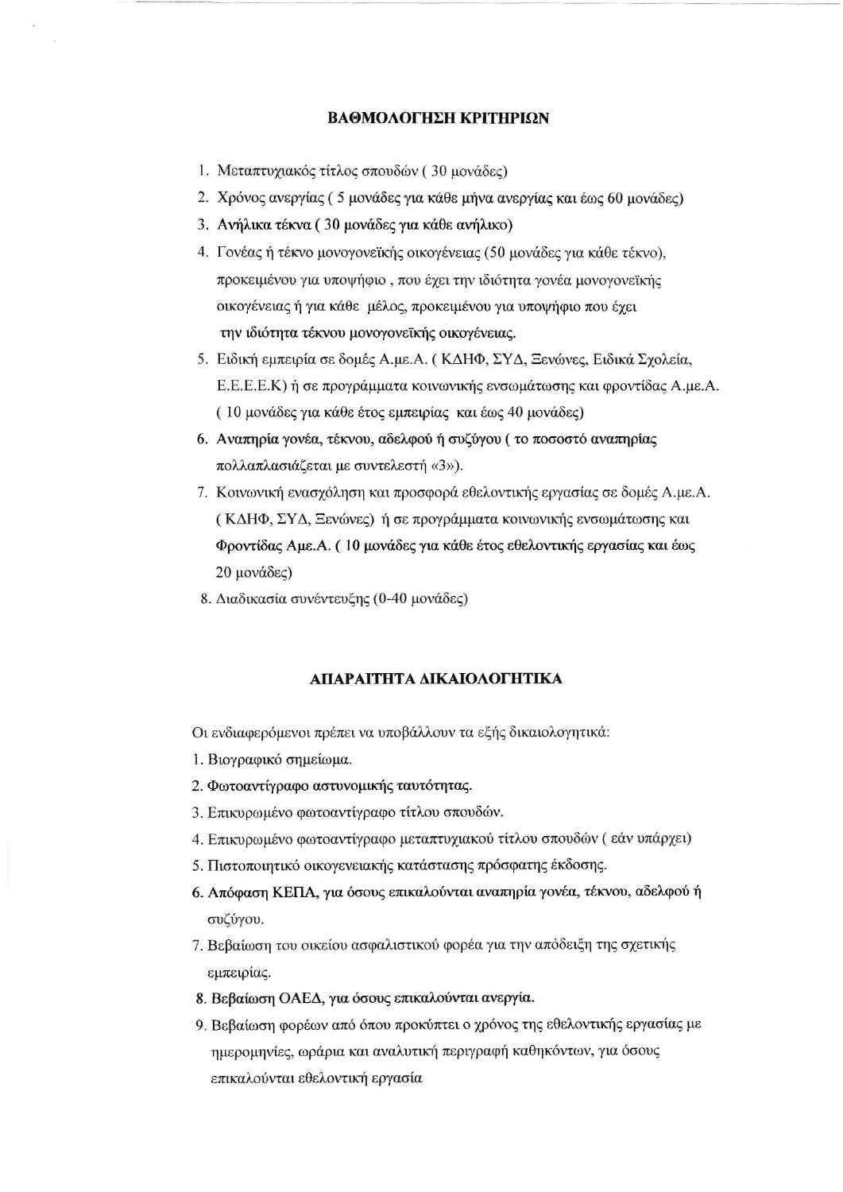## ΒΑΘΜΟΛΟΓΗΣΗ ΚΡΙΤΗΡΙΩΝ

1. Μεταπτυχιακός τίτλος σπουδών ( 30 μονάδες)
2. Χρόνος ανεργίας ( 5 μονάδες για κάθε μήνα ανεργίας και έως 60 μονάδες)
3. Ανήλικα τέκνα ( 30 μονάδες για κάθε ανήλικο)
4. Γονέας ή τέκνο μονογονεϊκής οικογένειας (50 μονάδες για κάθε τέκνο), προκειμένου για υποψήφιο , που έχει την ιδιότητα γονέα μονογονεϊκής οικογένειας ή για κάθε μέλος, προκειμένου για υποψήφιο που έχει την ιδιότητα τέκνου μονογονεϊκής οικογένειας.
5. Ειδική εμπειρία σε δομές Α.με.Α. ( ΚΔΗΦ, ΣΥΔ, Ξενώνες, Ειδικά Σχολεία, Ε.Ε.Ε.Ε.Κ) ή σε προγράμματα κοινωνικής ενσωμάτωσης και φροντίδας Α.με.Α. ( 10 μονάδες για κάθε έτος εμπειρίας και έως 40 μονάδες)
6. Αναπηρία γονέα, τέκνου, αδελφού ή συζύγου ( το ποσοστό αναπηρίας πολλαπλασιάζεται με συντελεστή «3»).
7. Κοινωνική ενασχόληση και προσφορά εθελοντικής εργασίας σε δομές Α.με.Α. ( ΚΔΗΦ, ΣΥΔ, Ξενώνες) ή σε προγράμματα κοινωνικής ενσωμάτωσης και Φροντίδας ΑμεΑ. ( 10 μονάδες για κάθε έτος εθελοντικής εργασίας και έως 20 μονάδες)
8. Διαδικασία συνέντευξης (0-40 μονάδες)

## ΑΠΑΡΑΙΤΗΤΑ ΔΙΚΑΙΟΛΟΓΗΤΙΚΑ

Οι ενδιαφερόμενοι πρέπει να υποβάλλουν τα εξής δικαιολογητικά:

1. Βιογραφικό σημείωμα.
2. Φωτοαντίγραφο αστυνομικής ταυτότητας.
3. Επικυρωμένο φωτοαντίγραφο τίτλου σπουδών.
4. Επικυρωμένο φωτοαντίγραφο μεταπτυχιακού τίτλου σπουδών ( εάν υπάρχει)
5. Πιστοποιητικό οικογενειακής κατάστασης πρόσφατης έκδοσης.
6. Απόφαση ΚΕΠΑ, για όσους επικαλούνται αναπηρία γονέα, τέκνου, αδελφού ή συζύγου.
7. Βεβαίωση του οικείου ασφαλιστικού φορέα για την απόδειξη της σχετικής εμπειρίας.
8. Βεβαίωση ΟΑΕΔ, για όσους επικαλούνται ανεργία.
9. Βεβαίωση φορέων από όπου προκύπτει ο χρόνος της εθελοντικής εργασίας με ημερομηνίες, ωράρια και αναλυτική περιγραφή καθηκόντων, για όσους επικαλούνται εθελοντική εργασία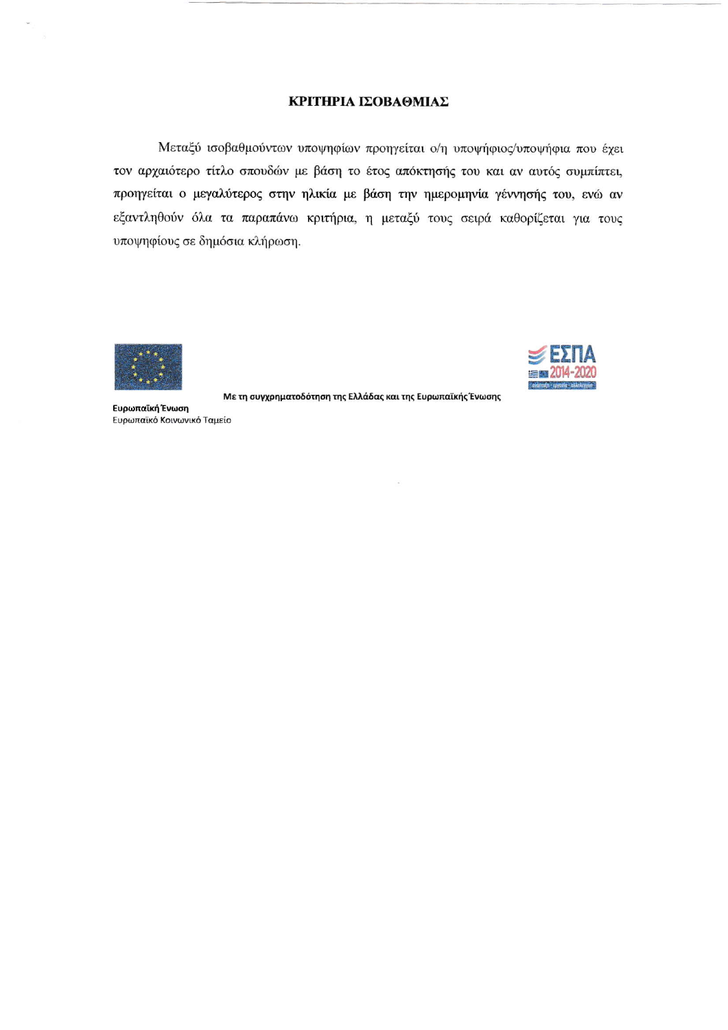## ΚΡΙΤΗΡΙΑ ΙΣΟΒΑΘΜΙΑΣ

Μεταξύ ισοβαθμούντων υποψηφίων προηγείται ο/η υποψήφιος/υποψήφια που έχει τον αρχαιότερο τίτλο σπουδών με βάση το έτος απόκτησής του και αν αυτός συμπίπτει, προηγείται ο μεγαλύτερος στην ηλικία με βάση την ημερομηνία γέννησής του, ενώ αν εξαντληθούν όλα τα παραπάνω κριτήρια, η μεταξύ τους σειρά καθορίζεται για τους υποψηφίους σε δημόσια κλήρωση.

**Ευρωπαϊκή Ένωση**
Ευρωπαϊκό Κοινωνικό Ταμείο

**Με τη συγχρηματοδότηση της Ελλάδας και της Ευρωπαϊκής Ένωσης**

ΕΣΠΑ 2014-2020